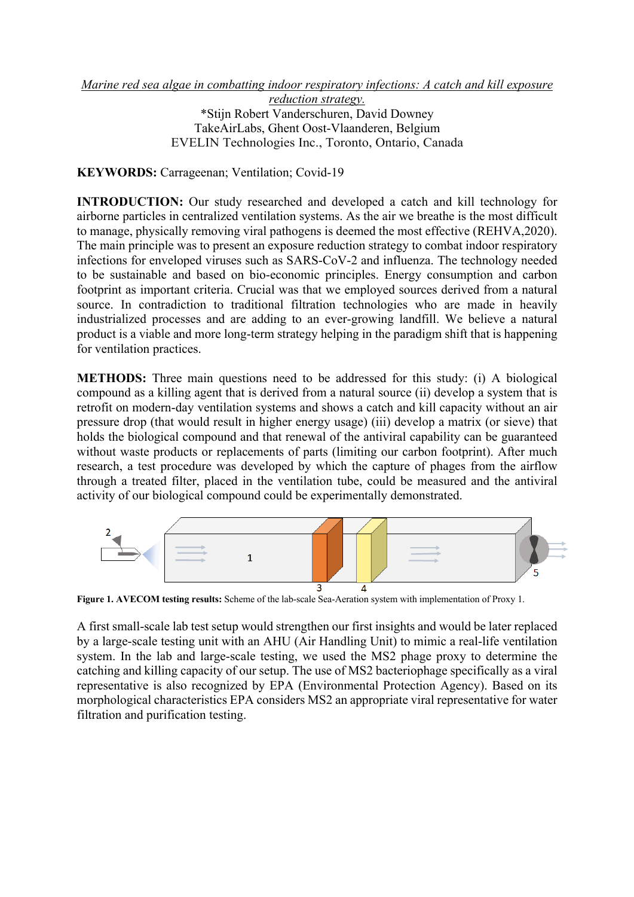*Marine red sea algae in combatting indoor respiratory infections: A catch and kill exposure reduction strategy.*

*Stijn Robert Vanderschuren, David Downey

TakeAirLabs, Ghent Oost-Vlaanderen, Belgium

EVELIN Technologies Inc., Toronto, Ontario, Canada

**KEYWORDS:** Carrageenan; Ventilation; Covid-19

**INTRODUCTION:** Our study researched and developed a catch and kill technology for airborne particles in centralized ventilation systems. As the air we breathe is the most difficult to manage, physically removing viral pathogens is deemed the most effective (REHVA,2020). The main principle was to present an exposure reduction strategy to combat indoor respiratory infections for enveloped viruses such as SARS-CoV-2 and influenza. The technology needed to be sustainable and based on bio-economic principles. Energy consumption and carbon footprint as important criteria. Crucial was that we employed sources derived from a natural source. In contradiction to traditional filtration technologies who are made in heavily industrialized processes and are adding to an ever-growing landfill. We believe a natural product is a viable and more long-term strategy helping in the paradigm shift that is happening for ventilation practices.

**METHODS:** Three main questions need to be addressed for this study: (i) A biological compound as a killing agent that is derived from a natural source (ii) develop a system that is retrofit on modern-day ventilation systems and shows a catch and kill capacity without an air pressure drop (that would result in higher energy usage) (iii) develop a matrix (or sieve) that holds the biological compound and that renewal of the antiviral capability can be guaranteed without waste products or replacements of parts (limiting our carbon footprint). After much research, a test procedure was developed by which the capture of phages from the airflow through a treated filter, placed in the ventilation tube, could be measured and the antiviral activity of our biological compound could be experimentally demonstrated.

**Figure 1. AVECOM testing results:** Scheme of the lab-scale Sea-Aeration system with implementation of Proxy 1.

A first small-scale lab test setup would strengthen our first insights and would be later replaced by a large-scale testing unit with an AHU (Air Handling Unit) to mimic a real-life ventilation system. In the lab and large-scale testing, we used the MS2 phage proxy to determine the catching and killing capacity of our setup. The use of MS2 bacteriophage specifically as a viral representative is also recognized by EPA (Environmental Protection Agency). Based on its morphological characteristics EPA considers MS2 an appropriate viral representative for water filtration and purification testing.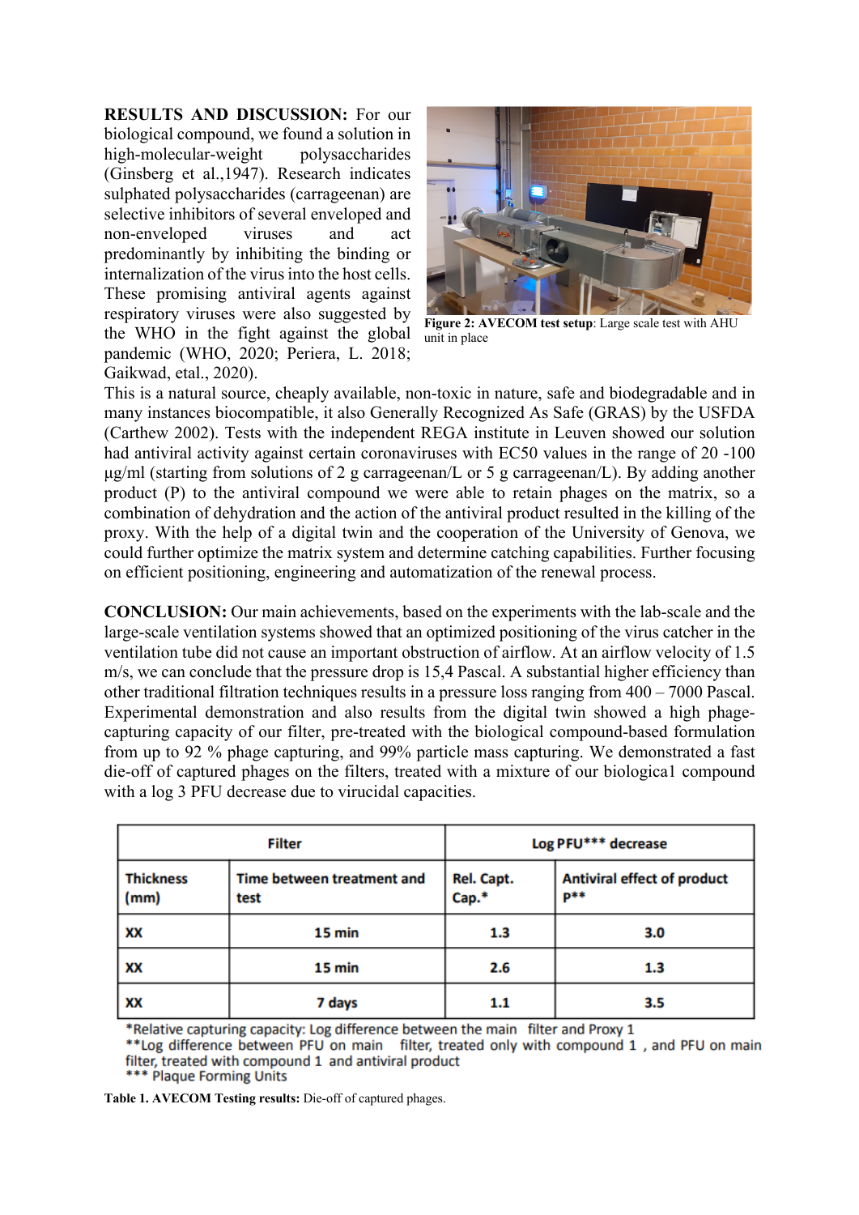**RESULTS AND DISCUSSION:** For our biological compound, we found a solution in high-molecular-weight polysaccharides (Ginsberg et al.,1947). Research indicates sulphated polysaccharides (carrageenan) are selective inhibitors of several enveloped and non-enveloped viruses and act predominantly by inhibiting the binding or internalization of the virus into the host cells. These promising antiviral agents against respiratory viruses were also suggested by the WHO in the fight against the global pandemic (WHO, 2020; Periera, L. 2018; Gaikwad, etal., 2020).

**Figure 2: AVECOM test setup**: Large scale test with AHU unit in place

This is a natural source, cheaply available, non-toxic in nature, safe and biodegradable and in many instances biocompatible, it also Generally Recognized As Safe (GRAS) by the USFDA (Carthew 2002). Tests with the independent REGA institute in Leuven showed our solution had antiviral activity against certain coronaviruses with EC50 values in the range of 20 -100 µg/ml (starting from solutions of 2 g carrageenan/L or 5 g carrageenan/L). By adding another product (P) to the antiviral compound we were able to retain phages on the matrix, so a combination of dehydration and the action of the antiviral product resulted in the killing of the proxy. With the help of a digital twin and the cooperation of the University of Genova, we could further optimize the matrix system and determine catching capabilities. Further focusing on efficient positioning, engineering and automatization of the renewal process.

**CONCLUSION:** Our main achievements, based on the experiments with the lab-scale and the large-scale ventilation systems showed that an optimized positioning of the virus catcher in the ventilation tube did not cause an important obstruction of airflow. At an airflow velocity of 1.5 m/s, we can conclude that the pressure drop is 15,4 Pascal. A substantial higher efficiency than other traditional filtration techniques results in a pressure loss ranging from 400 – 7000 Pascal. Experimental demonstration and also results from the digital twin showed a high phage-capturing capacity of our filter, pre-treated with the biological compound-based formulation from up to 92 % phage capturing, and 99% particle mass capturing. We demonstrated a fast die-off of captured phages on the filters, treated with a mixture of our biologica1 compound with a log 3 PFU decrease due to virucidal capacities.

| Filter | | Log PFU*** decrease | |
|---|---|---|---|
| Thickness (mm) | Time between treatment and test | Rel. Capt. Cap.* | Antiviral effect of product P** |
| XX | 15 min | 1.3 | 3.0 |
| XX | 15 min | 2.6 | 1.3 |
| XX | 7 days | 1.1 | 3.5 |

*Relative capturing capacity: Log difference between the main filter and Proxy 1
**Log difference between PFU on main filter, treated only with compound 1 , and PFU on main filter, treated with compound 1 and antiviral product
*** Plaque Forming Units

**Table 1. AVECOM Testing results:** Die-off of captured phages.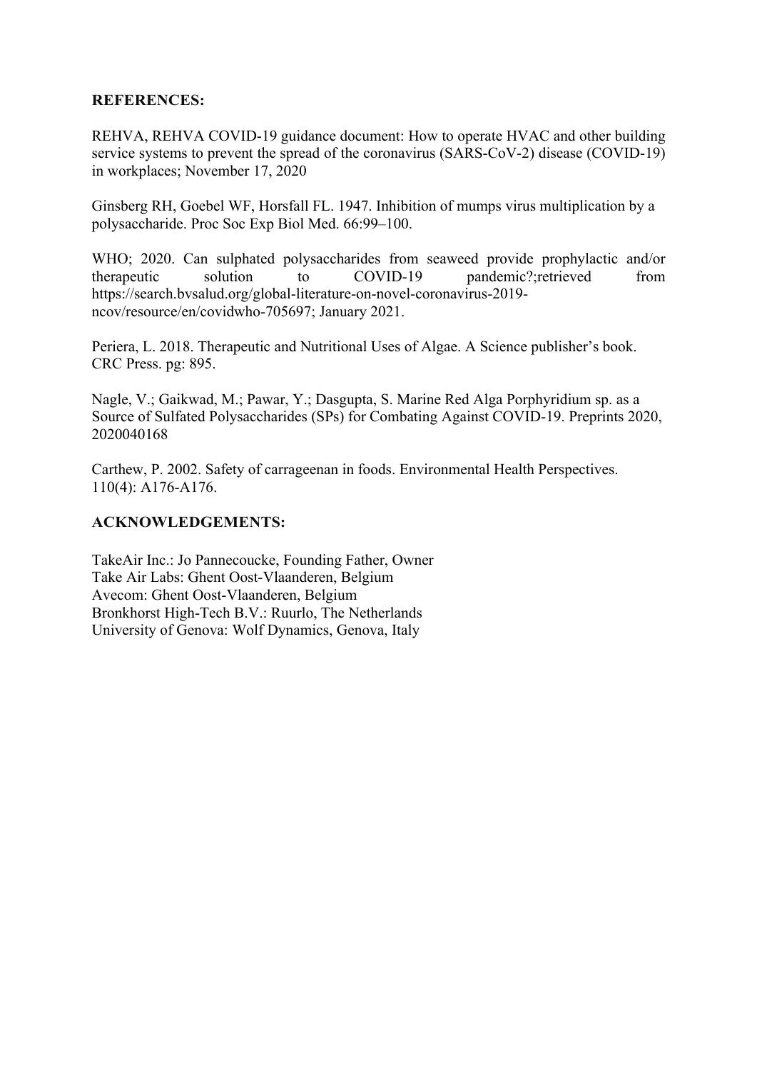**REFERENCES:**

REHVA, REHVA COVID-19 guidance document: How to operate HVAC and other building service systems to prevent the spread of the coronavirus (SARS-CoV-2) disease (COVID-19) in workplaces; November 17, 2020

Ginsberg RH, Goebel WF, Horsfall FL. 1947. Inhibition of mumps virus multiplication by a polysaccharide. Proc Soc Exp Biol Med. 66:99–100.

WHO; 2020. Can sulphated polysaccharides from seaweed provide prophylactic and/or therapeutic solution to COVID-19 pandemic?;retrieved from https://search.bvsalud.org/global-literature-on-novel-coronavirus-2019-ncov/resource/en/covidwho-705697; January 2021.

Periera, L. 2018. Therapeutic and Nutritional Uses of Algae. A Science publisher's book. CRC Press. pg: 895.

Nagle, V.; Gaikwad, M.; Pawar, Y.; Dasgupta, S. Marine Red Alga Porphyridium sp. as a Source of Sulfated Polysaccharides (SPs) for Combating Against COVID-19. Preprints 2020, 2020040168

Carthew, P. 2002. Safety of carrageenan in foods. Environmental Health Perspectives. 110(4): A176-A176.

**ACKNOWLEDGEMENTS:**

TakeAir Inc.: Jo Pannecoucke, Founding Father, Owner
Take Air Labs: Ghent Oost-Vlaanderen, Belgium
Avecom: Ghent Oost-Vlaanderen, Belgium
Bronkhorst High-Tech B.V.: Ruurlo, The Netherlands
University of Genova: Wolf Dynamics, Genova, Italy